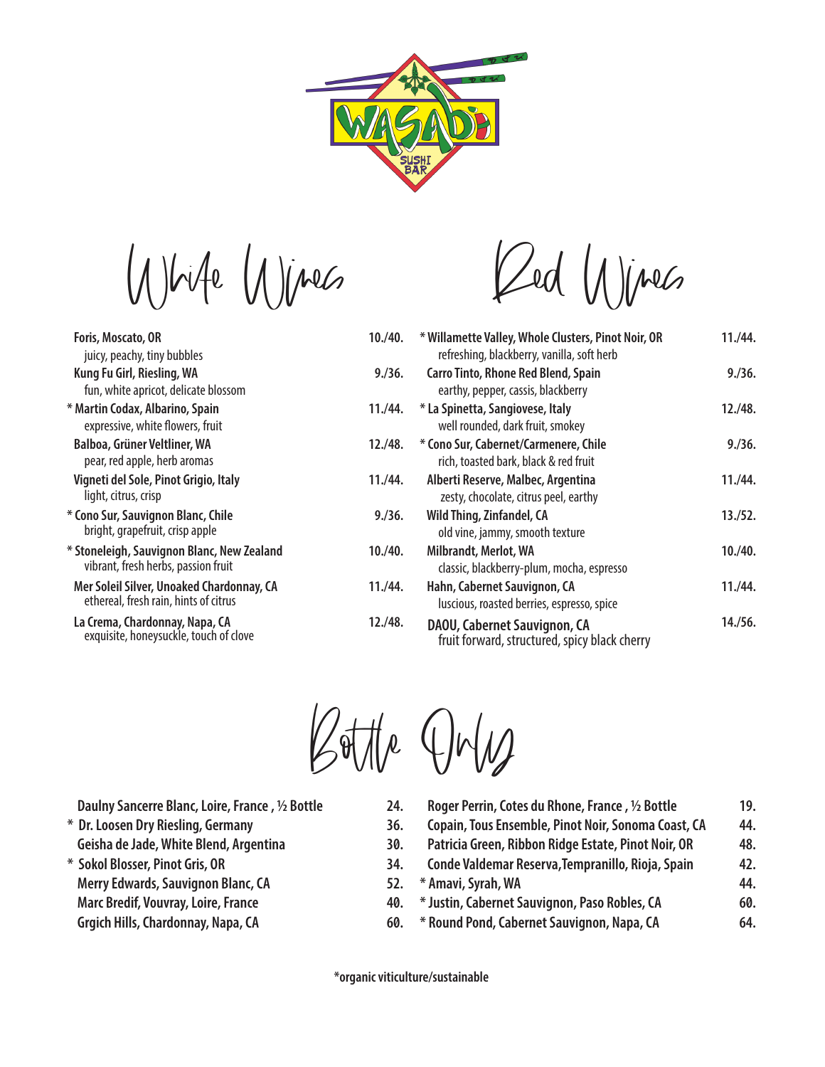# White Wines

**Foris, Moscato, OR** — 10./40.
juicy, peachy, tiny bubbles

**Kung Fu Girl, Riesling, WA** — 9./36.
fun, white apricot, delicate blossom

**\* Martin Codax, Albarino, Spain** — 11./44.
expressive, white flowers, fruit

**Balboa, Grüner Veltliner, WA** — 12./48.
pear, red apple, herb aromas

**Vigneti del Sole, Pinot Grigio, Italy** — 11./44.
light, citrus, crisp

**\* Cono Sur, Sauvignon Blanc, Chile** — 9./36.
bright, grapefruit, crisp apple

**\* Stoneleigh, Sauvignon Blanc, New Zealand** — 10./40.
vibrant, fresh herbs, passion fruit

**Mer Soleil Silver, Unoaked Chardonnay, CA** — 11./44.
ethereal, fresh rain, hints of citrus

**La Crema, Chardonnay, Napa, CA** — 12./48.
exquisite, honeysuckle, touch of clove

# Red Wines

**\* Willamette Valley, Whole Clusters, Pinot Noir, OR** — 11./44.
refreshing, blackberry, vanilla, soft herb

**Carro Tinto, Rhone Red Blend, Spain** — 9./36.
earthy, pepper, cassis, blackberry

**\* La Spinetta, Sangiovese, Italy** — 12./48.
well rounded, dark fruit, smokey

**\* Cono Sur, Cabernet/Carmenere, Chile** — 9./36.
rich, toasted bark, black & red fruit

**Alberti Reserve, Malbec, Argentina** — 11./44.
zesty, chocolate, citrus peel, earthy

**Wild Thing, Zinfandel, CA** — 13./52.
old vine, jammy, smooth texture

**Milbrandt, Merlot, WA** — 10./40.
classic, blackberry-plum, mocha, espresso

**Hahn, Cabernet Sauvignon, CA** — 11./44.
luscious, roasted berries, espresso, spice

**DAOU, Cabernet Sauvignon, CA** — 14./56.
fruit forward, structured, spicy black cherry

# Bottle Only

| Wine | Price |
|---|---|
| Daulny Sancerre Blanc, Loire, France , ½ Bottle | 24. |
| * Dr. Loosen Dry Riesling, Germany | 36. |
| Geisha de Jade, White Blend, Argentina | 30. |
| * Sokol Blosser, Pinot Gris, OR | 34. |
| Merry Edwards, Sauvignon Blanc, CA | 52. |
| Marc Bredif, Vouvray, Loire, France | 40. |
| Grgich Hills, Chardonnay, Napa, CA | 60. |
| Roger Perrin, Cotes du Rhone, France , ½ Bottle | 19. |
| Copain, Tous Ensemble, Pinot Noir, Sonoma Coast, CA | 44. |
| Patricia Green, Ribbon Ridge Estate, Pinot Noir, OR | 48. |
| Conde Valdemar Reserva,Tempranillo, Rioja, Spain | 42. |
| * Amavi, Syrah, WA | 44. |
| * Justin, Cabernet Sauvignon, Paso Robles, CA | 60. |
| * Round Pond, Cabernet Sauvignon, Napa, CA | 64. |

*organic viticulture/sustainable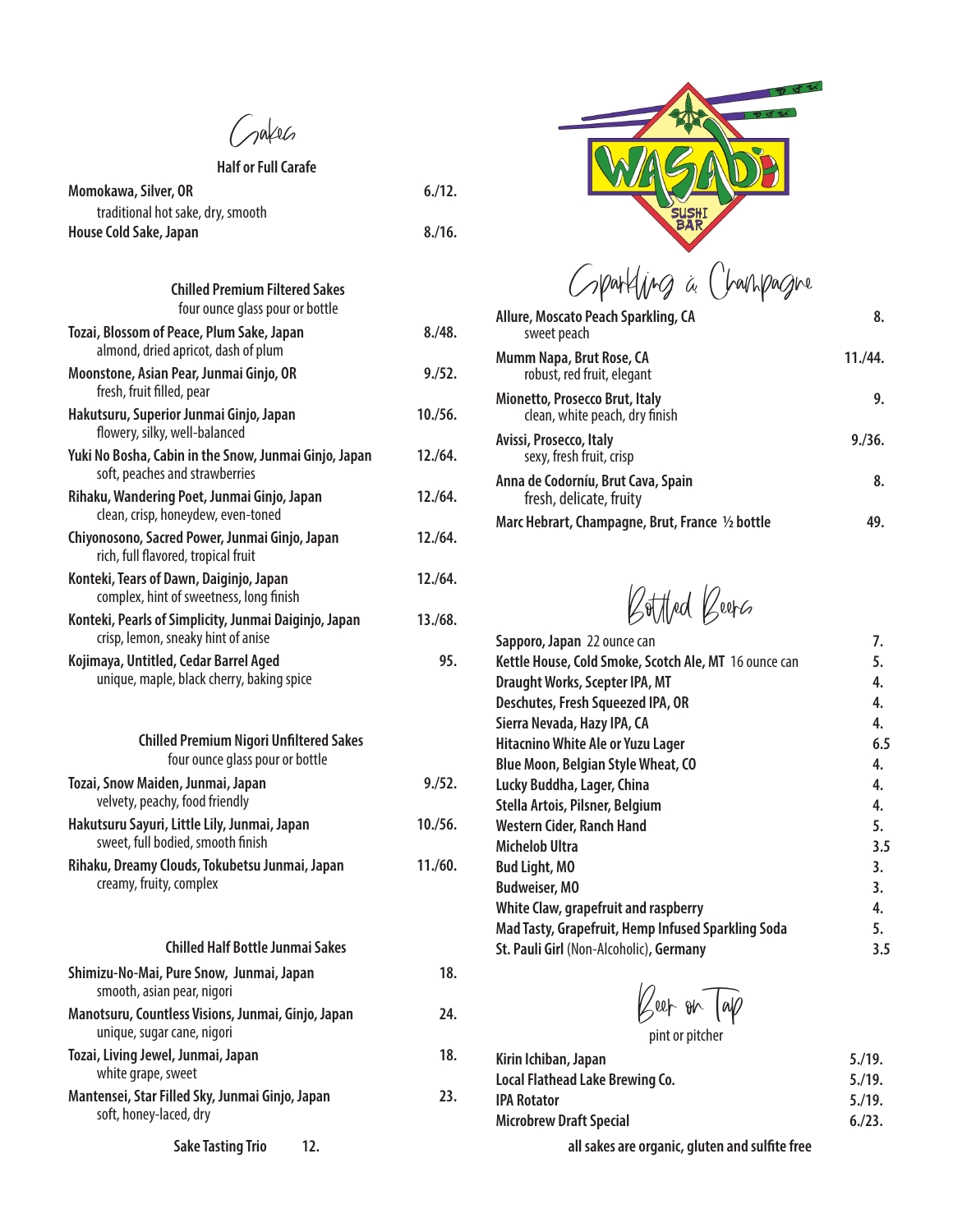## Sakes

**Half or Full Carafe**

| | |
|---|---|
| **Momokawa, Silver, OR**<br>traditional hot sake, dry, smooth | 6./12. |
| **House Cold Sake, Japan** | 8./16. |

**Chilled Premium Filtered Sakes**
four ounce glass pour or bottle

| | |
|---|---|
| **Tozai, Blossom of Peace, Plum Sake, Japan**<br>almond, dried apricot, dash of plum | 8./48. |
| **Moonstone, Asian Pear, Junmai Ginjo, OR**<br>fresh, fruit filled, pear | 9./52. |
| **Hakutsuru, Superior Junmai Ginjo, Japan**<br>flowery, silky, well-balanced | 10./56. |
| **Yuki No Bosha, Cabin in the Snow, Junmai Ginjo, Japan**<br>soft, peaches and strawberries | 12./64. |
| **Rihaku, Wandering Poet, Junmai Ginjo, Japan**<br>clean, crisp, honeydew, even-toned | 12./64. |
| **Chiyonosono, Sacred Power, Junmai Ginjo, Japan**<br>rich, full flavored, tropical fruit | 12./64. |
| **Konteki, Tears of Dawn, Daiginjo, Japan**<br>complex, hint of sweetness, long finish | 12./64. |
| **Konteki, Pearls of Simplicity, Junmai Daiginjo, Japan**<br>crisp, lemon, sneaky hint of anise | 13./68. |
| **Kojimaya, Untitled, Cedar Barrel Aged**<br>unique, maple, black cherry, baking spice | 95. |

**Chilled Premium Nigori Unfiltered Sakes**
four ounce glass pour or bottle

| | |
|---|---|
| **Tozai, Snow Maiden, Junmai, Japan**<br>velvety, peachy, food friendly | 9./52. |
| **Hakutsuru Sayuri, Little Lily, Junmai, Japan**<br>sweet, full bodied, smooth finish | 10./56. |
| **Rihaku, Dreamy Clouds, Tokubetsu Junmai, Japan**<br>creamy, fruity, complex | 11./60. |

**Chilled Half Bottle Junmai Sakes**

| | |
|---|---|
| **Shimizu-No-Mai, Pure Snow, Junmai, Japan**<br>smooth, asian pear, nigori | 18. |
| **Manotsuru, Countless Visions, Junmai, Ginjo, Japan**<br>unique, sugar cane, nigori | 24. |
| **Tozai, Living Jewel, Junmai, Japan**<br>white grape, sweet | 18. |
| **Mantensei, Star Filled Sky, Junmai Ginjo, Japan**<br>soft, honey-laced, dry | 23. |

**Sake Tasting Trio** 12.

# WASABI SUSHI BAR

## Sparkling & Champagne

| | |
|---|---|
| **Allure, Moscato Peach Sparkling, CA**<br>sweet peach | 8. |
| **Mumm Napa, Brut Rose, CA**<br>robust, red fruit, elegant | 11./44. |
| **Mionetto, Prosecco Brut, Italy**<br>clean, white peach, dry finish | 9. |
| **Avissi, Prosecco, Italy**<br>sexy, fresh fruit, crisp | 9./36. |
| **Anna de Codorníu, Brut Cava, Spain**<br>fresh, delicate, fruity | 8. |
| **Marc Hebrart, Champagne, Brut, France ½ bottle** | 49. |

## Bottled Beers

| | |
|---|---|
| **Sapporo, Japan** 22 ounce can | 7. |
| **Kettle House, Cold Smoke, Scotch Ale, MT** 16 ounce can | 5. |
| **Draught Works, Scepter IPA, MT** | 4. |
| **Deschutes, Fresh Squeezed IPA, OR** | 4. |
| **Sierra Nevada, Hazy IPA, CA** | 4. |
| **Hitacnino White Ale or Yuzu Lager** | 6.5 |
| **Blue Moon, Belgian Style Wheat, CO** | 4. |
| **Lucky Buddha, Lager, China** | 4. |
| **Stella Artois, Pilsner, Belgium** | 4. |
| **Western Cider, Ranch Hand** | 5. |
| **Michelob Ultra** | 3.5 |
| **Bud Light, MO** | 3. |
| **Budweiser, MO** | 3. |
| **White Claw, grapefruit and raspberry** | 4. |
| **Mad Tasty, Grapefruit, Hemp Infused Sparkling Soda** | 5. |
| **St. Pauli Girl** (Non-Alcoholic), **Germany** | 3.5 |

## Beer on Tap

pint or pitcher

| | |
|---|---|
| **Kirin Ichiban, Japan** | 5./19. |
| **Local Flathead Lake Brewing Co.** | 5./19. |
| **IPA Rotator** | 5./19. |
| **Microbrew Draft Special** | 6./23. |

**all sakes are organic, gluten and sulfite free**